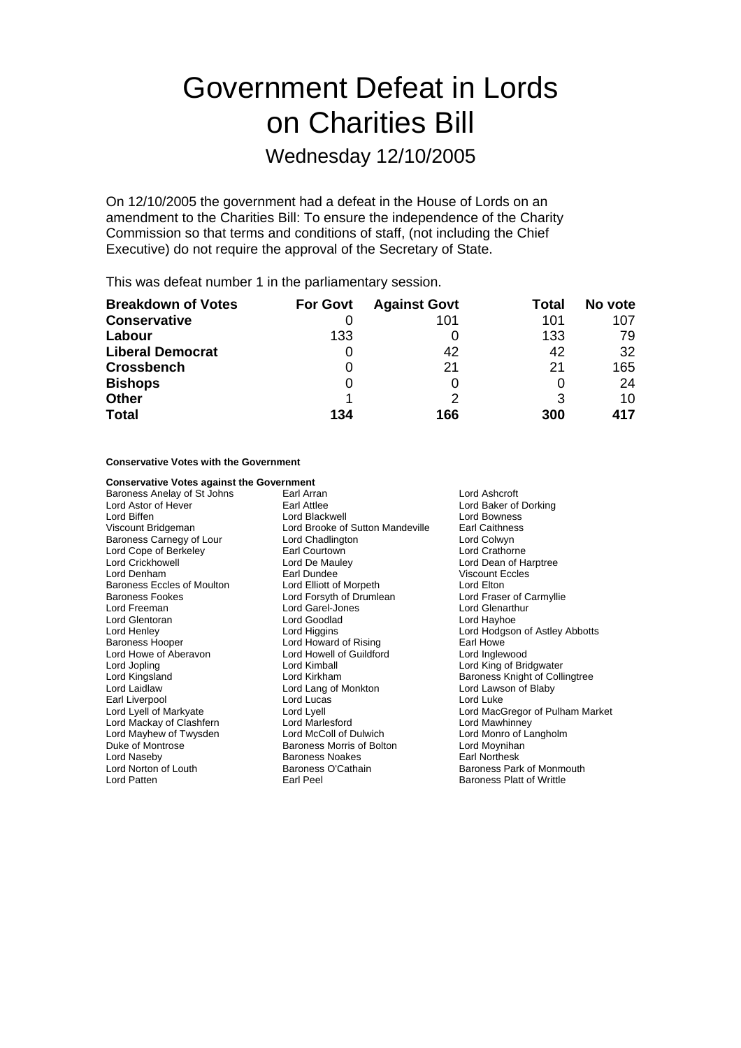# Government Defeat in Lords on Charities Bill

## Wednesday 12/10/2005

On 12/10/2005 the government had a defeat in the House of Lords on an amendment to the Charities Bill: To ensure the independence of the Charity Commission so that terms and conditions of staff, (not including the Chief Executive) do not require the approval of the Secretary of State.

This was defeat number 1 in the parliamentary session.

| Breakdown of Votes | For Govt | Against Govt | Total | No vote |
|---|---|---|---|---|
| **Conservative** | 0 | 101 | 101 | 107 |
| **Labour** | 133 | 0 | 133 | 79 |
| **Liberal Democrat** | 0 | 42 | 42 | 32 |
| **Crossbench** | 0 | 21 | 21 | 165 |
| **Bishops** | 0 | 0 | 0 | 24 |
| **Other** | 1 | 2 | 3 | 10 |
| **Total** | **134** | **166** | **300** | **417** |

**Conservative Votes with the Government**

**Conservative Votes against the Government**

Baroness Anelay of St Johns
Earl Arran
Lord Ashcroft
Lord Astor of Hever
Earl Attlee
Lord Baker of Dorking
Lord Biffen
Lord Blackwell
Lord Bowness
Viscount Bridgeman
Lord Brooke of Sutton Mandeville
Earl Caithness
Baroness Carnegy of Lour
Lord Chadlington
Lord Colwyn
Lord Cope of Berkeley
Earl Courtown
Lord Crathorne
Lord Crickhowell
Lord De Mauley
Lord Dean of Harptree
Lord Denham
Earl Dundee
Viscount Eccles
Baroness Eccles of Moulton
Lord Elliott of Morpeth
Lord Elton
Baroness Fookes
Lord Forsyth of Drumlean
Lord Fraser of Carmyllie
Lord Freeman
Lord Garel-Jones
Lord Glenarthur
Lord Glentoran
Lord Goodlad
Lord Hayhoe
Lord Henley
Lord Higgins
Lord Hodgson of Astley Abbotts
Baroness Hooper
Lord Howard of Rising
Earl Howe
Lord Howe of Aberavon
Lord Howell of Guildford
Lord Inglewood
Lord Jopling
Lord Kimball
Lord King of Bridgwater
Lord Kingsland
Lord Kirkham
Baroness Knight of Collingtree
Lord Laidlaw
Lord Lang of Monkton
Lord Lawson of Blaby
Earl Liverpool
Lord Lucas
Lord Luke
Lord Lyell of Markyate
Lord Lyell
Lord MacGregor of Pulham Market
Lord Mackay of Clashfern
Lord Marlesford
Lord Mawhinney
Lord Mayhew of Twysden
Lord McColl of Dulwich
Lord Monro of Langholm
Duke of Montrose
Baroness Morris of Bolton
Lord Moynihan
Lord Naseby
Baroness Noakes
Earl Northesk
Lord Norton of Louth
Baroness O'Cathain
Baroness Park of Monmouth
Lord Patten
Earl Peel
Baroness Platt of Writtle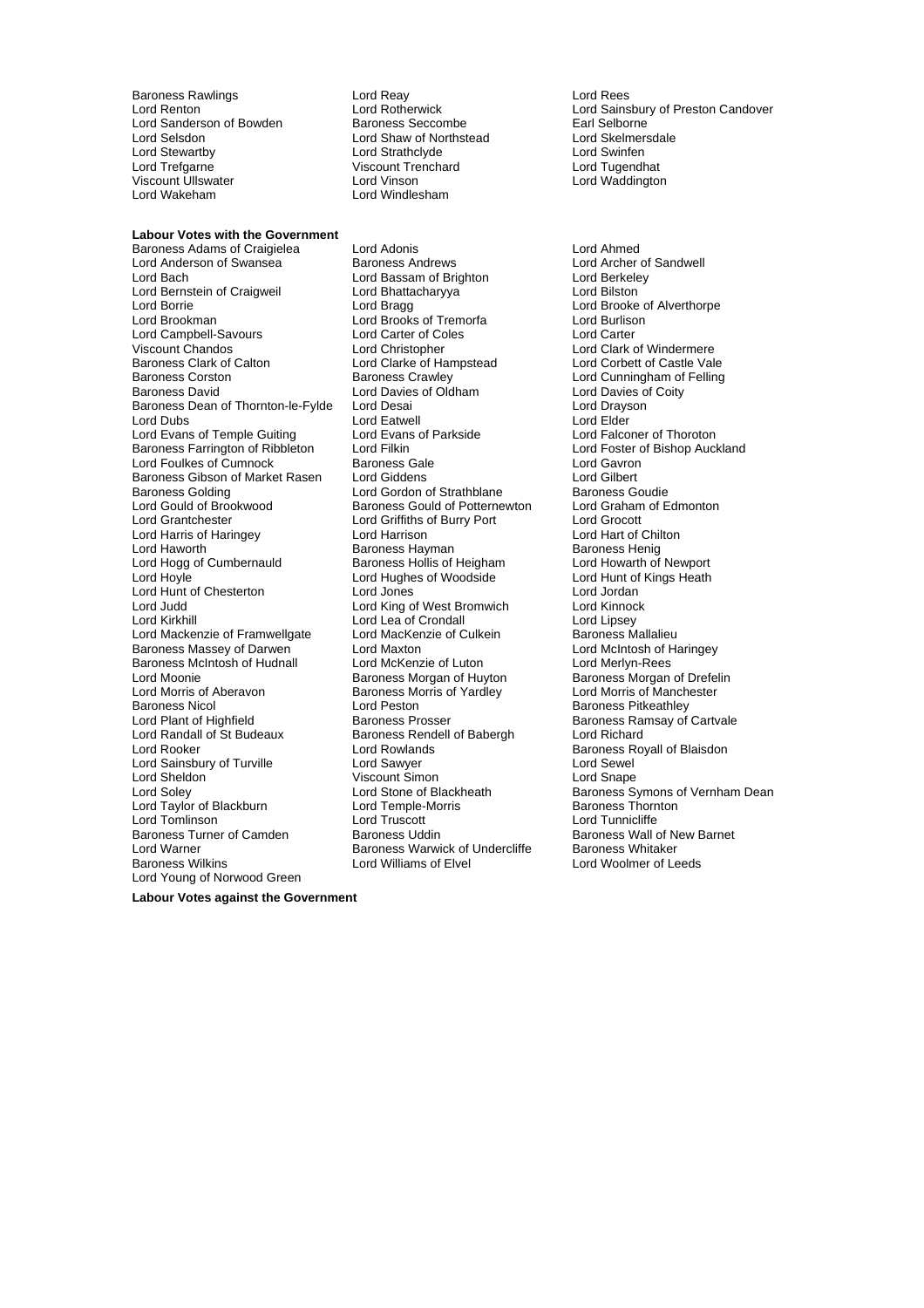Baroness Rawlings
Lord Reay
Lord Rees
Lord Renton
Lord Rotherwick
Lord Sainsbury of Preston Candover
Lord Sanderson of Bowden
Baroness Seccombe
Earl Selborne
Lord Selsdon
Lord Shaw of Northstead
Lord Skelmersdale
Lord Stewartby
Lord Strathclyde
Lord Swinfen
Lord Trefgarne
Viscount Trenchard
Lord Tugendhat
Viscount Ullswater
Lord Vinson
Lord Waddington
Lord Wakeham
Lord Windlesham

**Labour Votes with the Government**

Baroness Adams of Craigielea
Lord Adonis
Lord Ahmed
Lord Anderson of Swansea
Baroness Andrews
Lord Archer of Sandwell
Lord Bach
Lord Bassam of Brighton
Lord Berkeley
Lord Bernstein of Craigweil
Lord Bhattacharyya
Lord Bilston
Lord Borrie
Lord Bragg
Lord Brooke of Alverthorpe
Lord Brookman
Lord Brooks of Tremorfa
Lord Burlison
Lord Campbell-Savours
Lord Carter of Coles
Lord Carter
Viscount Chandos
Lord Christopher
Lord Clark of Windermere
Baroness Clark of Calton
Lord Clarke of Hampstead
Lord Corbett of Castle Vale
Baroness Corston
Baroness Crawley
Lord Cunningham of Felling
Baroness David
Lord Davies of Oldham
Lord Davies of Coity
Baroness Dean of Thornton-le-Fylde
Lord Desai
Lord Drayson
Lord Dubs
Lord Eatwell
Lord Elder
Lord Evans of Temple Guiting
Lord Evans of Parkside
Lord Falconer of Thoroton
Baroness Farrington of Ribbleton
Lord Filkin
Lord Foster of Bishop Auckland
Lord Foulkes of Cumnock
Baroness Gale
Lord Gavron
Baroness Gibson of Market Rasen
Lord Giddens
Lord Gilbert
Baroness Golding
Lord Gordon of Strathblane
Baroness Goudie
Lord Gould of Brookwood
Baroness Gould of Potternewton
Lord Graham of Edmonton
Lord Grantchester
Lord Griffiths of Burry Port
Lord Grocott
Lord Harris of Haringey
Lord Harrison
Lord Hart of Chilton
Lord Haworth
Baroness Hayman
Baroness Henig
Lord Hogg of Cumbernauld
Baroness Hollis of Heigham
Lord Howarth of Newport
Lord Hoyle
Lord Hughes of Woodside
Lord Hunt of Kings Heath
Lord Hunt of Chesterton
Lord Jones
Lord Jordan
Lord Judd
Lord King of West Bromwich
Lord Kinnock
Lord Kirkhill
Lord Lea of Crondall
Lord Lipsey
Lord Mackenzie of Framwellgate
Lord MacKenzie of Culkein
Baroness Mallalieu
Baroness Massey of Darwen
Lord Maxton
Lord McIntosh of Haringey
Baroness McIntosh of Hudnall
Lord McKenzie of Luton
Lord Merlyn-Rees
Lord Moonie
Baroness Morgan of Huyton
Baroness Morgan of Drefelin
Lord Morris of Aberavon
Baroness Morris of Yardley
Lord Morris of Manchester
Baroness Nicol
Lord Peston
Baroness Pitkeathley
Lord Plant of Highfield
Baroness Prosser
Baroness Ramsay of Cartvale
Lord Randall of St Budeaux
Baroness Rendell of Babergh
Lord Richard
Lord Rooker
Lord Rowlands
Baroness Royall of Blaisdon
Lord Sainsbury of Turville
Lord Sawyer
Lord Sewel
Lord Sheldon
Viscount Simon
Lord Snape
Lord Soley
Lord Stone of Blackheath
Baroness Symons of Vernham Dean
Lord Taylor of Blackburn
Lord Temple-Morris
Baroness Thornton
Lord Tomlinson
Lord Truscott
Lord Tunnicliffe
Baroness Turner of Camden
Baroness Uddin
Baroness Wall of New Barnet
Lord Warner
Baroness Warwick of Undercliffe
Baroness Whitaker
Baroness Wilkins
Lord Williams of Elvel
Lord Woolmer of Leeds
Lord Young of Norwood Green

**Labour Votes against the Government**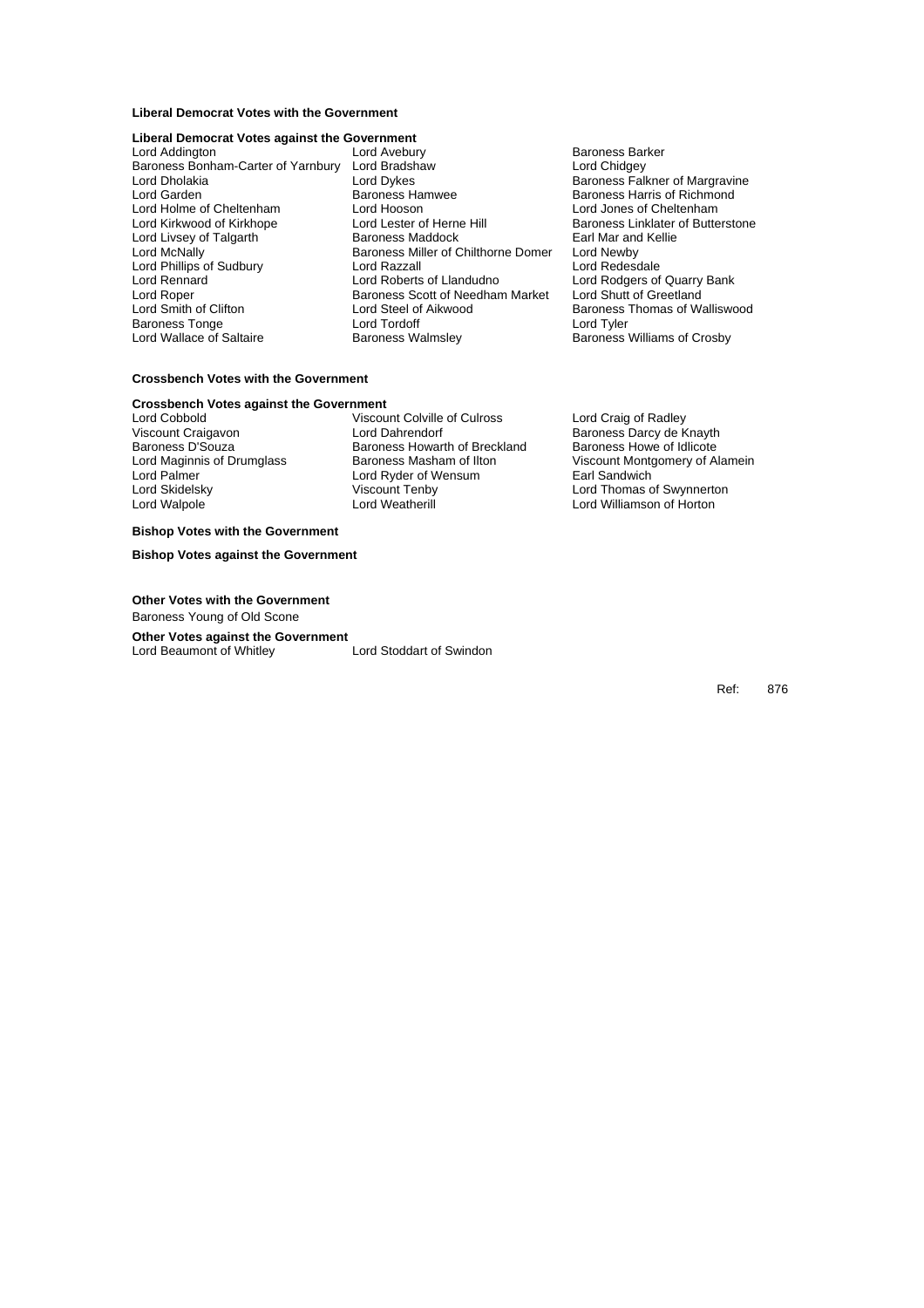**Liberal Democrat Votes with the Government**

**Liberal Democrat Votes against the Government**

| | | |
|---|---|---|
| Lord Addington | Lord Avebury | Baroness Barker |
| Baroness Bonham-Carter of Yarnbury | Lord Bradshaw | Lord Chidgey |
| Lord Dholakia | Lord Dykes | Baroness Falkner of Margravine |
| Lord Garden | Baroness Hamwee | Baroness Harris of Richmond |
| Lord Holme of Cheltenham | Lord Hooson | Lord Jones of Cheltenham |
| Lord Kirkwood of Kirkhope | Lord Lester of Herne Hill | Baroness Linklater of Butterstone |
| Lord Livsey of Talgarth | Baroness Maddock | Earl Mar and Kellie |
| Lord McNally | Baroness Miller of Chilthorne Domer | Lord Newby |
| Lord Phillips of Sudbury | Lord Razzall | Lord Redesdale |
| Lord Rennard | Lord Roberts of Llandudno | Lord Rodgers of Quarry Bank |
| Lord Roper | Baroness Scott of Needham Market | Lord Shutt of Greetland |
| Lord Smith of Clifton | Lord Steel of Aikwood | Baroness Thomas of Walliswood |
| Baroness Tonge | Lord Tordoff | Lord Tyler |
| Lord Wallace of Saltaire | Baroness Walmsley | Baroness Williams of Crosby |

**Crossbench Votes with the Government**

**Crossbench Votes against the Government**

| | | |
|---|---|---|
| Lord Cobbold | Viscount Colville of Culross | Lord Craig of Radley |
| Viscount Craigavon | Lord Dahrendorf | Baroness Darcy de Knayth |
| Baroness D'Souza | Baroness Howarth of Breckland | Baroness Howe of Idlicote |
| Lord Maginnis of Drumglass | Baroness Masham of Ilton | Viscount Montgomery of Alamein |
| Lord Palmer | Lord Ryder of Wensum | Earl Sandwich |
| Lord Skidelsky | Viscount Tenby | Lord Thomas of Swynnerton |
| Lord Walpole | Lord Weatherill | Lord Williamson of Horton |

**Bishop Votes with the Government**

**Bishop Votes against the Government**

**Other Votes with the Government**

Baroness Young of Old Scone

**Other Votes against the Government**

Lord Beaumont of Whitley    Lord Stoddart of Swindon

Ref: 876